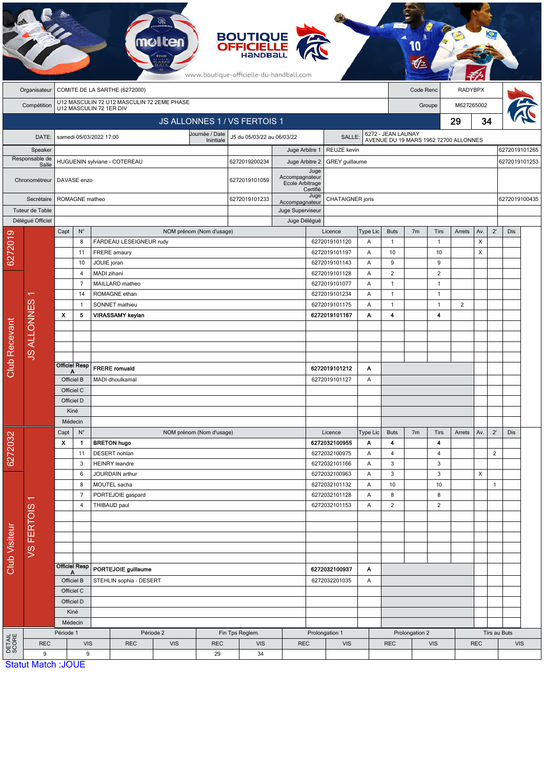BOUTIQUE OFFICIELLE HANDBALL

www.boutique-officielle-du-handball.com

| | | | |
|---|---|---|---|
| Organisateur | COMITE DE LA SARTHE (6272000) | Code Renc | RADYBPX |
| Compétition | U12 MASCULIN 72 U12 MASCULIN 72 2EME PHASE U12 MASCULIN 72 1ER DIV | Groupe | M627265002 |

## JS ALLONNES 1 / VS FERTOIS 1 — 29 / 34

| | | | | | | |
|---|---|---|---|---|---|---|
| DATE: | samedi 05/03/2022 17:00 | Journée / Date Inintiale | J5 du 05/03/22 au 06/03/22 | SALLE: | 6272 - JEAN LAUNAY AVENUE DU 19 MARS 1962 72700 ALLONNES | |
| Speaker | | | Juge Arbitre 1 | REUZE kevin | | 6272019101265 |
| Responsable de Salle | HUGUENIN sylviane - COTEREAU | 6272019200234 | Juge Arbitre 2 | GREY guillaume | | 6272019101253 |
| Chronométreur | DAVASE enzo | 6272019101059 | Juge Accompagnateur Ecole Arbitrage Certifié | | | |
| Secrétaire | ROMAGNE matheo | 6272019101233 | Juge Accompagnateur | CHATAIGNER joris | | 6272019100435 |
| Tuteur de Table | | | Juge Superviseur | | | |
| Délégué Officiel | | | Juge Délégué | | | |

### Club Recevant — 6272019 — JS ALLONNES 1

| Capt | N° | NOM prénom (Nom d'usage) | Licence | Type Lic | Buts | 7m | Tirs | Arrets | Av. | 2' | Dis |
|---|---|---|---|---|---|---|---|---|---|---|---|
| | 8 | FARDEAU LESEIGNEUR rudy | 6272019101120 | A | 1 | | 1 | | X | | |
| | 11 | FRERE amaury | 6272019101197 | A | 10 | | 10 | | X | | |
| | 10 | JOUIE joran | 6272019101143 | A | 9 | | 9 | | | | |
| | 4 | MADI zihani | 6272019101128 | A | 2 | | 2 | | | | |
| | 7 | MAILLARD matheo | 6272019101077 | A | 1 | | 1 | | | | |
| | 14 | ROMAGNE ethan | 6272019101234 | A | 1 | | 1 | | | | |
| | 1 | SONNET mathieu | 6272019101175 | A | 1 | | 1 | 2 | | | |
| **X** | **5** | **VIRASSAMY keylan** | **6272019101167** | **A** | **4** | | **4** | | | | |
| Officiel Resp A | | **FRERE romuald** | **6272019101212** | **A** | | | | | | | |
| Officiel B | | MADI dhoulkamal | 6272019101127 | A | | | | | | | |
| Officiel C | | | | | | | | | | | |
| Officiel D | | | | | | | | | | | |
| Kiné | | | | | | | | | | | |
| Médecin | | | | | | | | | | | |

### Club Visiteur — 6272032 — VS FERTOIS 1

| Capt | N° | NOM prénom (Nom d'usage) | Licence | Type Lic | Buts | 7m | Tirs | Arrets | Av. | 2' | Dis |
|---|---|---|---|---|---|---|---|---|---|---|---|
| **X** | **1** | **BRETON hugo** | **6272032100955** | **A** | **4** | | **4** | | | | |
| | 11 | DESERT nohlan | 6272032100975 | A | 4 | | 4 | | | 2 | |
| | 3 | HEINRY leandre | 6272032101166 | A | 3 | | 3 | | | | |
| | 6 | JOURDAIN arthur | 6272032100963 | A | 3 | | 3 | | X | | |
| | 8 | MOUTEL sacha | 6272032101132 | A | 10 | | 10 | | | 1 | |
| | 7 | PORTEJOIE gaspard | 6272032101128 | A | 8 | | 8 | | | | |
| | 4 | THIBAUD paul | 6272032101153 | A | 2 | | 2 | | | | |
| Officiel Resp A | | **PORTEJOIE guillaume** | **6272032100937** | **A** | | | | | | | |
| Officiel B | | STEHLIN sophia - DESERT | 6272032201035 | A | | | | | | | |
| Officiel C | | | | | | | | | | | |
| Officiel D | | | | | | | | | | | |
| Kiné | | | | | | | | | | | |
| Médecin | | | | | | | | | | | |

### DETAIL SCORE

| Période 1 | | Période 2 | | Fin Tps Reglem. | | Prolongation 1 | | Prolongation 2 | | Tirs au Buts | |
|---|---|---|---|---|---|---|---|---|---|---|---|
| REC | VIS | REC | VIS | REC | VIS | REC | VIS | REC | VIS | REC | VIS |
| 9 | 9 | | | 29 | 34 | | | | | | |

Statut Match :JOUE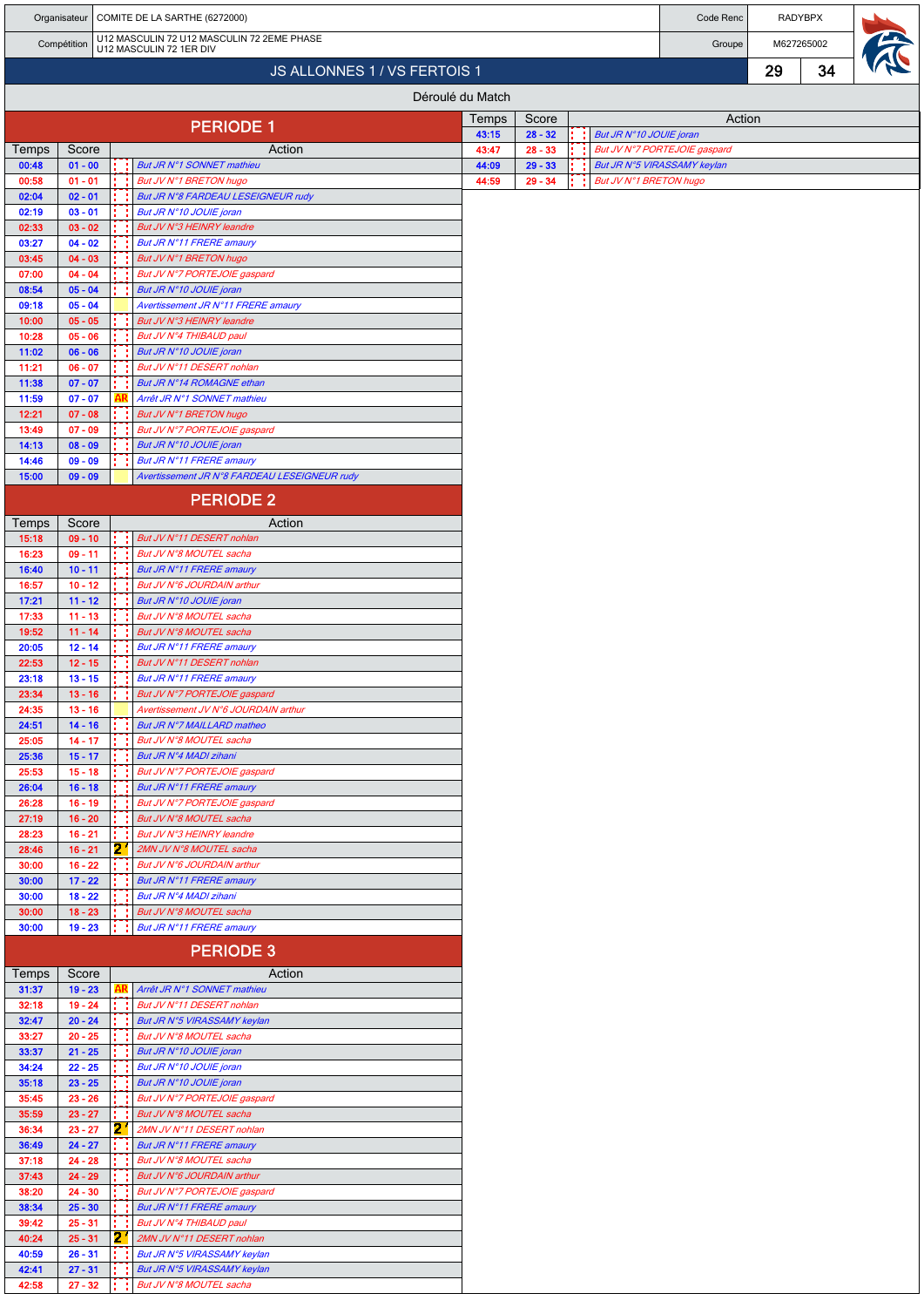| Organisateur | COMITE DE LA SARTHE (6272000) | Code Renc | RADYBPX |
|---|---|---|---|
| Compétition | U12 MASCULIN 72 U12 MASCULIN 72 2EME PHASE U12 MASCULIN 72 1ER DIV | Groupe | M627265002 |

## JS ALLONNES 1 / VS FERTOIS 1 — 29 - 34

### Déroulé du Match

## PERIODE 1

| Temps | Score | | Action |
|---|---|---|---|
| 00:48 | 01 - 00 | | But JR N°1 SONNET mathieu |
| 00:58 | 01 - 01 | | But JV N°1 BRETON hugo |
| 02:04 | 02 - 01 | | But JR N°8 FARDEAU LESEIGNEUR rudy |
| 02:19 | 03 - 01 | | But JR N°10 JOUIE joran |
| 02:33 | 03 - 02 | | But JV N°3 HEINRY leandre |
| 03:27 | 04 - 02 | | But JR N°11 FRERE amaury |
| 03:45 | 04 - 03 | | But JV N°1 BRETON hugo |
| 07:00 | 04 - 04 | | But JV N°7 PORTEJOIE gaspard |
| 08:54 | 05 - 04 | | But JR N°10 JOUIE joran |
| 09:18 | 05 - 04 | | Avertissement JR N°11 FRERE amaury |
| 10:00 | 05 - 05 | | But JV N°3 HEINRY leandre |
| 10:28 | 05 - 06 | | But JV N°4 THIBAUD paul |
| 11:02 | 06 - 06 | | But JR N°10 JOUIE joran |
| 11:21 | 06 - 07 | | But JV N°11 DESERT nohlan |
| 11:38 | 07 - 07 | | But JR N°14 ROMAGNE ethan |
| 11:59 | 07 - 07 | AR | Arrêt JR N°1 SONNET mathieu |
| 12:21 | 07 - 08 | | But JV N°1 BRETON hugo |
| 13:49 | 07 - 09 | | But JV N°7 PORTEJOIE gaspard |
| 14:13 | 08 - 09 | | But JR N°10 JOUIE joran |
| 14:46 | 09 - 09 | | But JR N°11 FRERE amaury |
| 15:00 | 09 - 09 | | Avertissement JR N°8 FARDEAU LESEIGNEUR rudy |

## PERIODE 2

| Temps | Score | | Action |
|---|---|---|---|
| 15:18 | 09 - 10 | | But JV N°11 DESERT nohlan |
| 16:23 | 09 - 11 | | But JV N°8 MOUTEL sacha |
| 16:40 | 10 - 11 | | But JR N°11 FRERE amaury |
| 16:57 | 10 - 12 | | But JV N°6 JOURDAIN arthur |
| 17:21 | 11 - 12 | | But JR N°10 JOUIE joran |
| 17:33 | 11 - 13 | | But JV N°8 MOUTEL sacha |
| 19:52 | 11 - 14 | | But JV N°8 MOUTEL sacha |
| 20:05 | 12 - 14 | | But JR N°11 FRERE amaury |
| 22:53 | 12 - 15 | | But JV N°11 DESERT nohlan |
| 23:18 | 13 - 15 | | But JR N°11 FRERE amaury |
| 23:34 | 13 - 16 | | But JV N°7 PORTEJOIE gaspard |
| 24:35 | 13 - 16 | | Avertissement JV N°6 JOURDAIN arthur |
| 24:51 | 14 - 16 | | But JR N°7 MAILLARD matheo |
| 25:05 | 14 - 17 | | But JV N°8 MOUTEL sacha |
| 25:36 | 15 - 17 | | But JR N°4 MADI zihani |
| 25:53 | 15 - 18 | | But JV N°7 PORTEJOIE gaspard |
| 26:04 | 16 - 18 | | But JR N°11 FRERE amaury |
| 26:28 | 16 - 19 | | But JV N°7 PORTEJOIE gaspard |
| 27:19 | 16 - 20 | | But JV N°8 MOUTEL sacha |
| 28:23 | 16 - 21 | | But JV N°3 HEINRY leandre |
| 28:46 | 16 - 21 | 2' | 2MN JV N°8 MOUTEL sacha |
| 30:00 | 16 - 22 | | But JV N°6 JOURDAIN arthur |
| 30:00 | 17 - 22 | | But JR N°11 FRERE amaury |
| 30:00 | 18 - 22 | | But JR N°4 MADI zihani |
| 30:00 | 18 - 23 | | But JV N°8 MOUTEL sacha |
| 30:00 | 19 - 23 | | But JR N°11 FRERE amaury |

## PERIODE 3

| Temps | Score | | Action |
|---|---|---|---|
| 31:37 | 19 - 23 | AR | Arrêt JR N°1 SONNET mathieu |
| 32:18 | 19 - 24 | | But JV N°11 DESERT nohlan |
| 32:47 | 20 - 24 | | But JR N°5 VIRASSAMY keylan |
| 33:27 | 20 - 25 | | But JV N°8 MOUTEL sacha |
| 33:37 | 21 - 25 | | But JR N°10 JOUIE joran |
| 34:24 | 22 - 25 | | But JR N°10 JOUIE joran |
| 35:18 | 23 - 25 | | But JR N°10 JOUIE joran |
| 35:45 | 23 - 26 | | But JV N°7 PORTEJOIE gaspard |
| 35:59 | 23 - 27 | | But JV N°8 MOUTEL sacha |
| 36:34 | 23 - 27 | 2' | 2MN JV N°11 DESERT nohlan |
| 36:49 | 24 - 27 | | But JR N°11 FRERE amaury |
| 37:18 | 24 - 28 | | But JV N°8 MOUTEL sacha |
| 37:43 | 24 - 29 | | But JV N°6 JOURDAIN arthur |
| 38:20 | 24 - 30 | | But JV N°7 PORTEJOIE gaspard |
| 38:34 | 25 - 30 | | But JR N°11 FRERE amaury |
| 39:42 | 25 - 31 | | But JV N°4 THIBAUD paul |
| 40:24 | 25 - 31 | 2' | 2MN JV N°11 DESERT nohlan |
| 40:59 | 26 - 31 | | But JR N°5 VIRASSAMY keylan |
| 42:41 | 27 - 31 | | But JR N°5 VIRASSAMY keylan |
| 42:58 | 27 - 32 | | But JV N°8 MOUTEL sacha |
| 43:15 | 28 - 32 | | But JR N°10 JOUIE joran |
| 43:47 | 28 - 33 | | But JV N°7 PORTEJOIE gaspard |
| 44:09 | 29 - 33 | | But JR N°5 VIRASSAMY keylan |
| 44:59 | 29 - 34 | | But JV N°1 BRETON hugo |